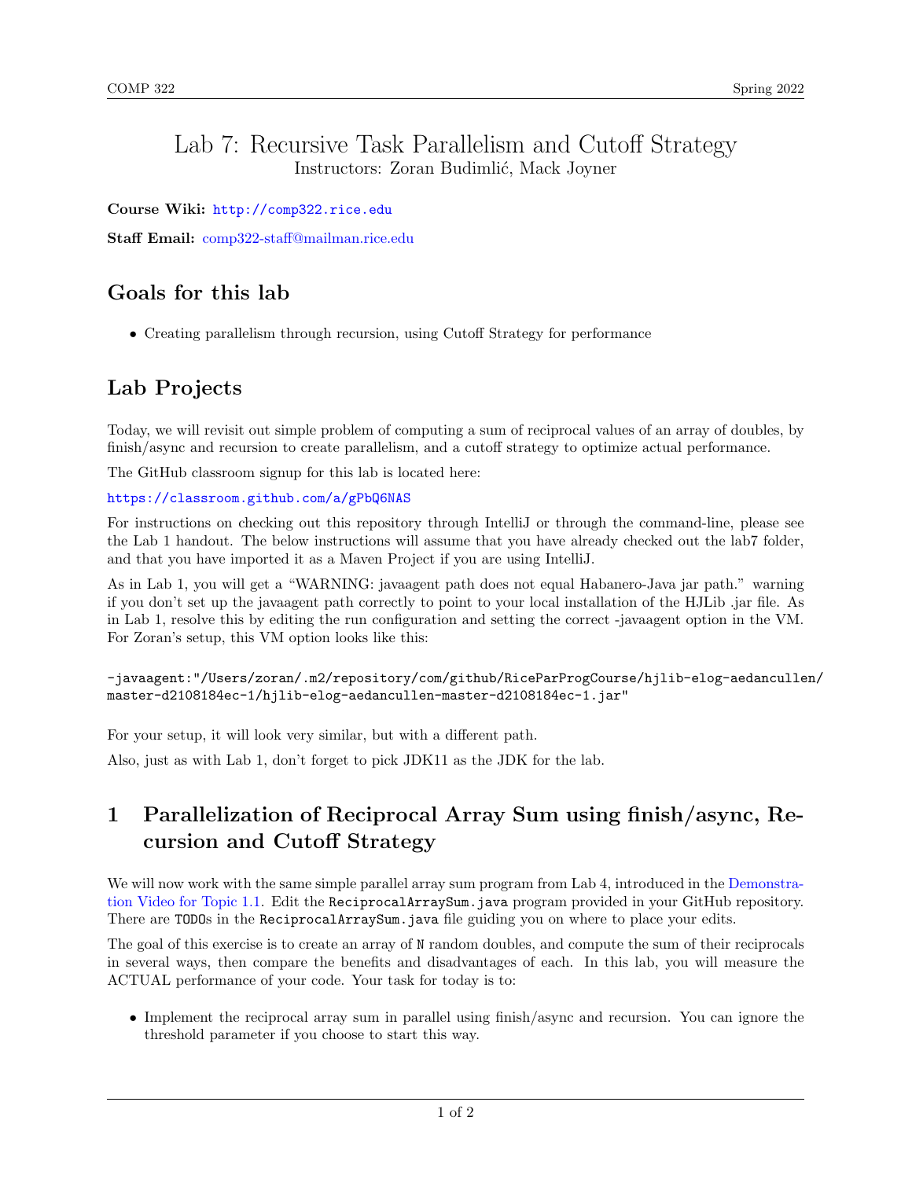# Lab 7: Recursive Task Parallelism and Cutoff Strategy

Instructors: Zoran Budimlić, Mack Joyner

**Course Wiki:** http://comp322.rice.edu

**Staff Email:** comp322-staff@mailman.rice.edu

## Goals for this lab

- Creating parallelism through recursion, using Cutoff Strategy for performance

## Lab Projects

Today, we will revisit out simple problem of computing a sum of reciprocal values of an array of doubles, by finish/async and recursion to create parallelism, and a cutoff strategy to optimize actual performance.

The GitHub classroom signup for this lab is located here:

https://classroom.github.com/a/gPbQ6NAS

For instructions on checking out this repository through IntelliJ or through the command-line, please see the Lab 1 handout. The below instructions will assume that you have already checked out the lab7 folder, and that you have imported it as a Maven Project if you are using IntelliJ.

As in Lab 1, you will get a "WARNING: javaagent path does not equal Habanero-Java jar path." warning if you don't set up the javaagent path correctly to point to your local installation of the HJLib .jar file. As in Lab 1, resolve this by editing the run configuration and setting the correct -javaagent option in the VM. For Zoran's setup, this VM option looks like this:

```
-javaagent:"/Users/zoran/.m2/repository/com/github/RiceParProgCourse/hjlib-elog-aedancullen/
master-d2108184ec-1/hjlib-elog-aedancullen-master-d2108184ec-1.jar"
```

For your setup, it will look very similar, but with a different path.

Also, just as with Lab 1, don't forget to pick JDK11 as the JDK for the lab.

## 1 Parallelization of Reciprocal Array Sum using finish/async, Recursion and Cutoff Strategy

We will now work with the same simple parallel array sum program from Lab 4, introduced in the Demonstration Video for Topic 1.1. Edit the `ReciprocalArraySum.java` program provided in your GitHub repository. There are `TODO`s in the `ReciprocalArraySum.java` file guiding you on where to place your edits.

The goal of this exercise is to create an array of `N` random doubles, and compute the sum of their reciprocals in several ways, then compare the benefits and disadvantages of each. In this lab, you will measure the ACTUAL performance of your code. Your task for today is to:

- Implement the reciprocal array sum in parallel using finish/async and recursion. You can ignore the threshold parameter if you choose to start this way.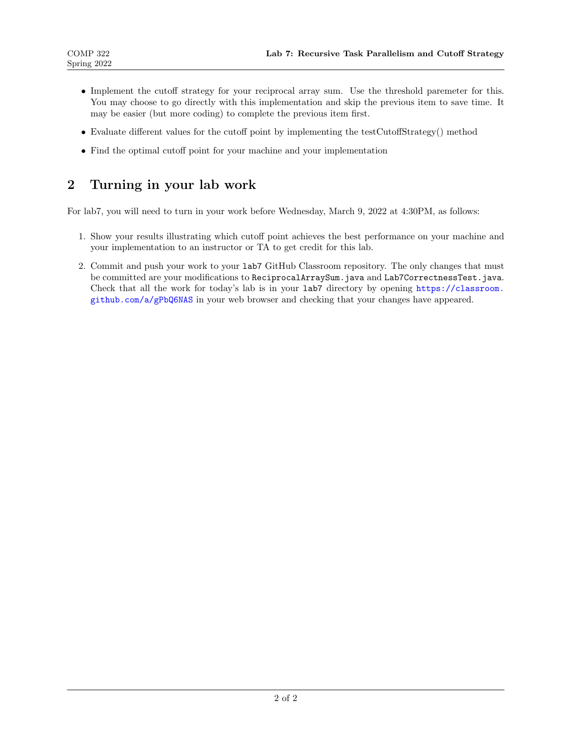- Implement the cutoff strategy for your reciprocal array sum. Use the threshold paremeter for this. You may choose to go directly with this implementation and skip the previous item to save time. It may be easier (but more coding) to complete the previous item first.
- Evaluate different values for the cutoff point by implementing the testCutoffStrategy() method
- Find the optimal cutoff point for your machine and your implementation

## 2 Turning in your lab work

For lab7, you will need to turn in your work before Wednesday, March 9, 2022 at 4:30PM, as follows:

1. Show your results illustrating which cutoff point achieves the best performance on your machine and your implementation to an instructor or TA to get credit for this lab.
2. Commit and push your work to your `lab7` GitHub Classroom repository. The only changes that must be committed are your modifications to `ReciprocalArraySum.java` and `Lab7CorrectnessTest.java`. Check that all the work for today's lab is in your `lab7` directory by opening https://classroom.github.com/a/gPbQ6NAS in your web browser and checking that your changes have appeared.